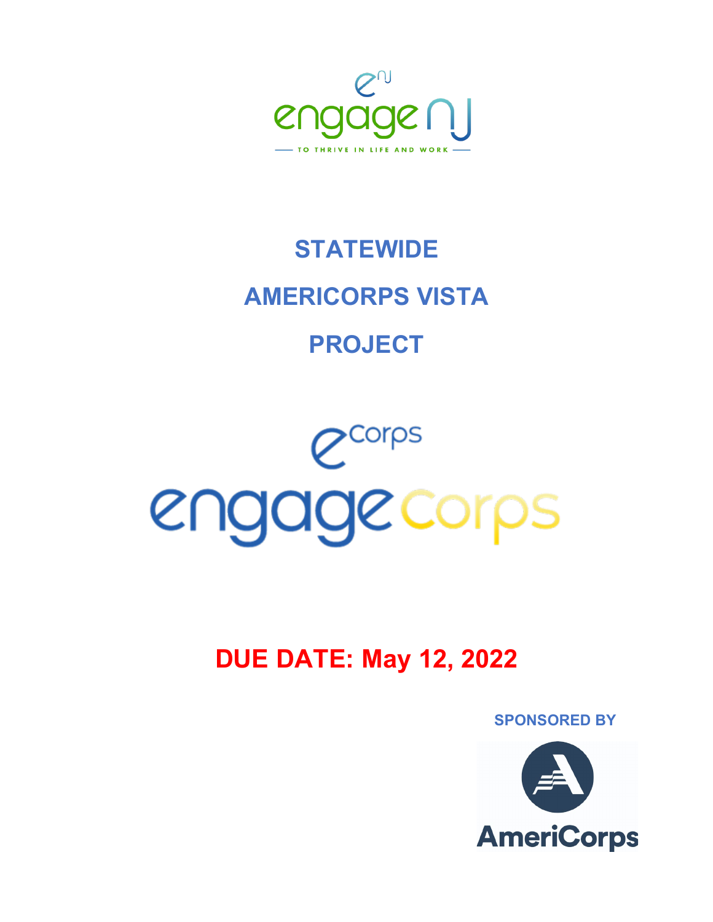engage NJ

TO THRIVE IN LIFE AND WORK

# STATEWIDE

# AMERICORPS VISTA

# PROJECT

engage corps

## DUE DATE: May 12, 2022

SPONSORED BY

AmeriCorps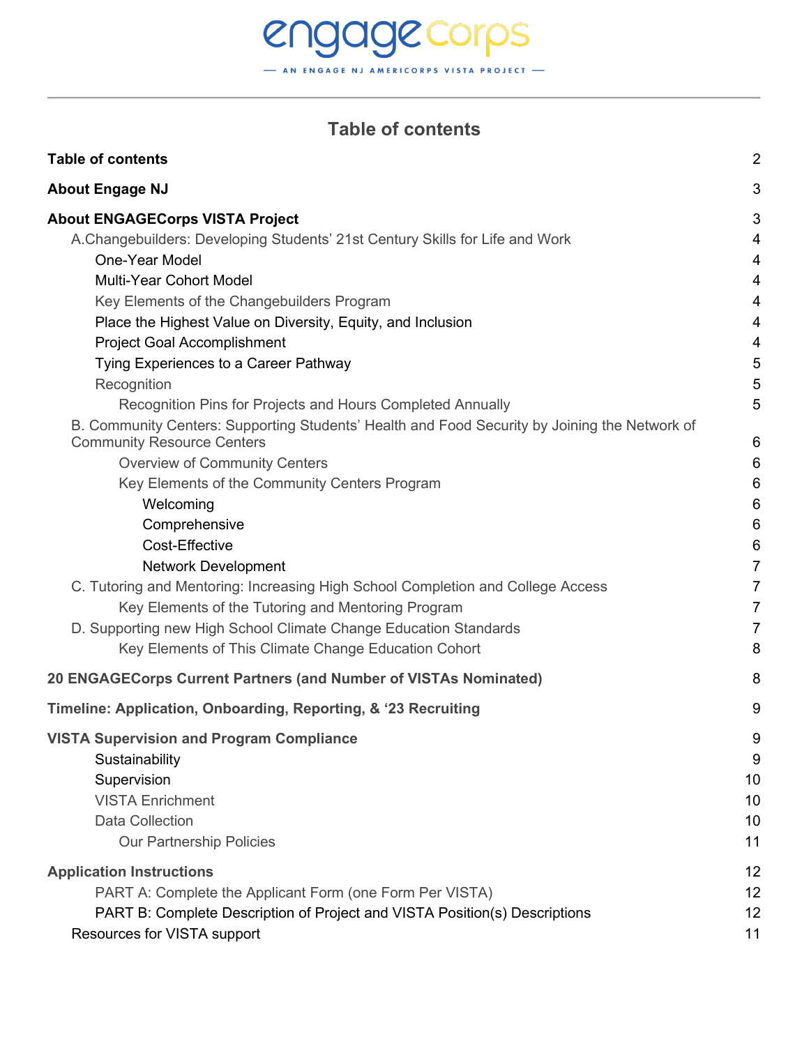engageCorps

— AN ENGAGE NJ AMERICORPS VISTA PROJECT —

# Table of contents

**Table of contents** 2

**About Engage NJ** 3

**About ENGAGECorps VISTA Project** 3

- A.Changebuilders: Developing Students' 21st Century Skills for Life and Work 4
  - One-Year Model 4
  - Multi-Year Cohort Model 4
  - Key Elements of the Changebuilders Program 4
  - Place the Highest Value on Diversity, Equity, and Inclusion 4
  - Project Goal Accomplishment 4
  - Tying Experiences to a Career Pathway 5
  - Recognition 5
    - Recognition Pins for Projects and Hours Completed Annually 5
- B. Community Centers: Supporting Students' Health and Food Security by Joining the Network of Community Resource Centers 6
  - Overview of Community Centers 6
  - Key Elements of the Community Centers Program 6
    - Welcoming 6
    - Comprehensive 6
    - Cost-Effective 6
    - Network Development 7
- C. Tutoring and Mentoring: Increasing High School Completion and College Access 7
  - Key Elements of the Tutoring and Mentoring Program 7
- D. Supporting new High School Climate Change Education Standards 7
  - Key Elements of This Climate Change Education Cohort 8

**20 ENGAGECorps Current Partners (and Number of VISTAs Nominated)** 8

**Timeline: Application, Onboarding, Reporting, & '23 Recruiting** 9

**VISTA Supervision and Program Compliance** 9

- Sustainability 9
- Supervision 10
- VISTA Enrichment 10
- Data Collection 10
  - Our Partnership Policies 11

**Application Instructions** 12

- PART A: Complete the Applicant Form (one Form Per VISTA) 12
- PART B: Complete Description of Project and VISTA Position(s) Descriptions 12
- Resources for VISTA support 11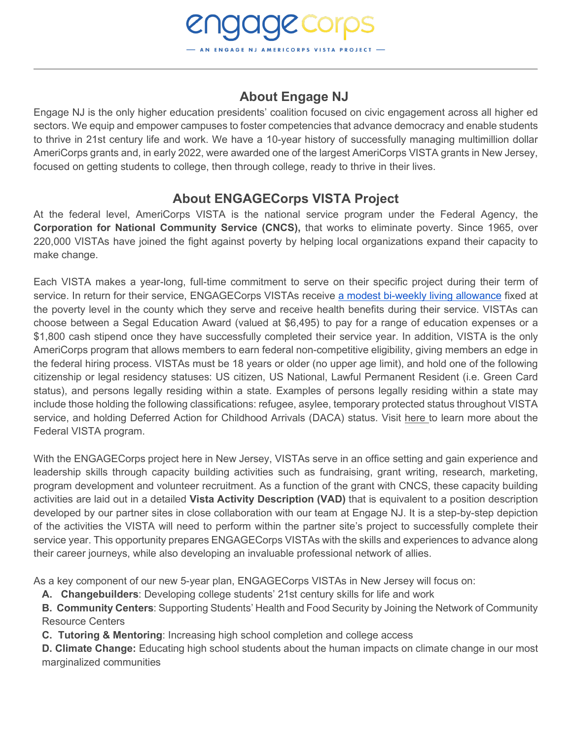## About Engage NJ

Engage NJ is the only higher education presidents' coalition focused on civic engagement across all higher ed sectors. We equip and empower campuses to foster competencies that advance democracy and enable students to thrive in 21st century life and work. We have a 10-year history of successfully managing multimillion dollar AmeriCorps grants and, in early 2022, were awarded one of the largest AmeriCorps VISTA grants in New Jersey, focused on getting students to college, then through college, ready to thrive in their lives.

## About ENGAGECorps VISTA Project

At the federal level, AmeriCorps VISTA is the national service program under the Federal Agency, the **Corporation for National Community Service (CNCS),** that works to eliminate poverty. Since 1965, over 220,000 VISTAs have joined the fight against poverty by helping local organizations expand their capacity to make change.

Each VISTA makes a year-long, full-time commitment to serve on their specific project during their term of service. In return for their service, ENGAGECorps VISTAs receive a modest bi-weekly living allowance fixed at the poverty level in the county which they serve and receive health benefits during their service. VISTAs can choose between a Segal Education Award (valued at $6,495) to pay for a range of education expenses or a $1,800 cash stipend once they have successfully completed their service year. In addition, VISTA is the only AmeriCorps program that allows members to earn federal non-competitive eligibility, giving members an edge in the federal hiring process. VISTAs must be 18 years or older (no upper age limit), and hold one of the following citizenship or legal residency statuses: US citizen, US National, Lawful Permanent Resident (i.e. Green Card status), and persons legally residing within a state. Examples of persons legally residing within a state may include those holding the following classifications: refugee, asylee, temporary protected status throughout VISTA service, and holding Deferred Action for Childhood Arrivals (DACA) status. Visit here to learn more about the Federal VISTA program.

With the ENGAGECorps project here in New Jersey, VISTAs serve in an office setting and gain experience and leadership skills through capacity building activities such as fundraising, grant writing, research, marketing, program development and volunteer recruitment. As a function of the grant with CNCS, these capacity building activities are laid out in a detailed **Vista Activity Description (VAD)** that is equivalent to a position description developed by our partner sites in close collaboration with our team at Engage NJ. It is a step-by-step depiction of the activities the VISTA will need to perform within the partner site's project to successfully complete their service year. This opportunity prepares ENGAGECorps VISTAs with the skills and experiences to advance along their career journeys, while also developing an invaluable professional network of allies.

As a key component of our new 5-year plan, ENGAGECorps VISTAs in New Jersey will focus on:

A. **Changebuilders**: Developing college students' 21st century skills for life and work
B. **Community Centers**: Supporting Students' Health and Food Security by Joining the Network of Community Resource Centers
C. **Tutoring & Mentoring**: Increasing high school completion and college access
D. **Climate Change:** Educating high school students about the human impacts on climate change in our most marginalized communities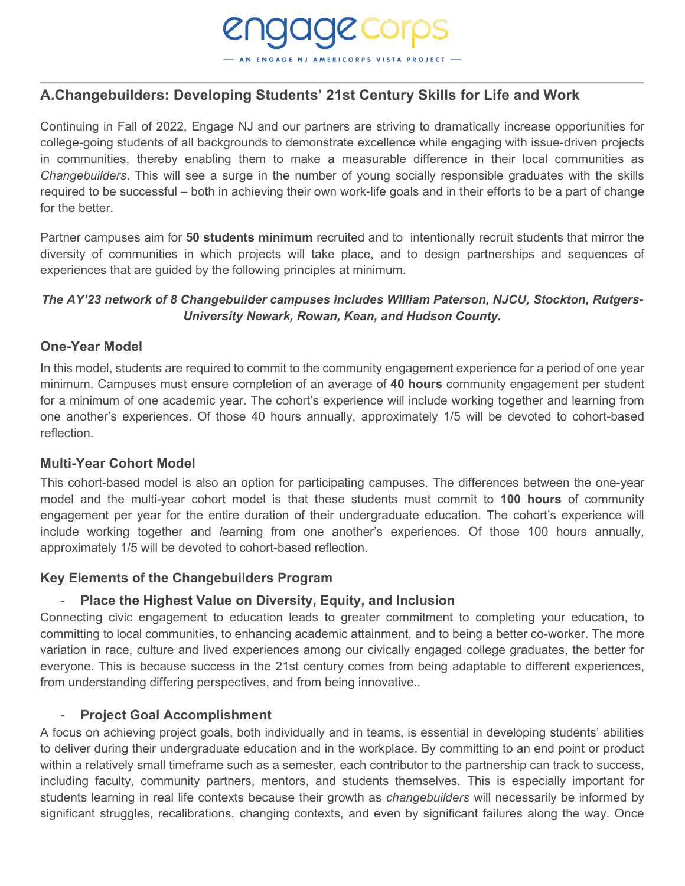## A.Changebuilders: Developing Students' 21st Century Skills for Life and Work

Continuing in Fall of 2022, Engage NJ and our partners are striving to dramatically increase opportunities for college-going students of all backgrounds to demonstrate excellence while engaging with issue-driven projects in communities, thereby enabling them to make a measurable difference in their local communities as *Changebuilders*. This will see a surge in the number of young socially responsible graduates with the skills required to be successful – both in achieving their own work-life goals and in their efforts to be a part of change for the better.

Partner campuses aim for **50 students minimum** recruited and to intentionally recruit students that mirror the diversity of communities in which projects will take place, and to design partnerships and sequences of experiences that are guided by the following principles at minimum.

***The AY'23 network of 8 Changebuilder campuses includes William Paterson, NJCU, Stockton, Rutgers-University Newark, Rowan, Kean, and Hudson County.***

### One-Year Model

In this model, students are required to commit to the community engagement experience for a period of one year minimum. Campuses must ensure completion of an average of **40 hours** community engagement per student for a minimum of one academic year. The cohort's experience will include working together and learning from one another's experiences. Of those 40 hours annually, approximately 1/5 will be devoted to cohort-based reflection.

### Multi-Year Cohort Model

This cohort-based model is also an option for participating campuses. The differences between the one-year model and the multi-year cohort model is that these students must commit to **100 hours** of community engagement per year for the entire duration of their undergraduate education. The cohort's experience will include working together and *l*earning from one another's experiences. Of those 100 hours annually, approximately 1/5 will be devoted to cohort-based reflection.

### Key Elements of the Changebuilders Program

- **Place the Highest Value on Diversity, Equity, and Inclusion**

Connecting civic engagement to education leads to greater commitment to completing your education, to committing to local communities, to enhancing academic attainment, and to being a better co-worker. The more variation in race, culture and lived experiences among our civically engaged college graduates, the better for everyone. This is because success in the 21st century comes from being adaptable to different experiences, from understanding differing perspectives, and from being innovative..

- **Project Goal Accomplishment**

A focus on achieving project goals, both individually and in teams, is essential in developing students' abilities to deliver during their undergraduate education and in the workplace. By committing to an end point or product within a relatively small timeframe such as a semester, each contributor to the partnership can track to success, including faculty, community partners, mentors, and students themselves. This is especially important for students learning in real life contexts because their growth as *changebuilders* will necessarily be informed by significant struggles, recalibrations, changing contexts, and even by significant failures along the way. Once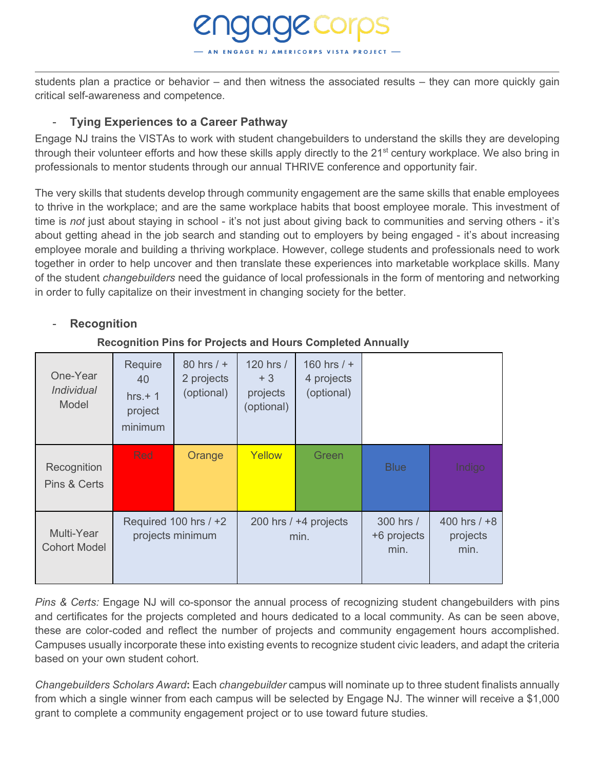students plan a practice or behavior – and then witness the associated results – they can more quickly gain critical self-awareness and competence.

- **Tying Experiences to a Career Pathway**

Engage NJ trains the VISTAs to work with student changebuilders to understand the skills they are developing through their volunteer efforts and how these skills apply directly to the 21st century workplace. We also bring in professionals to mentor students through our annual THRIVE conference and opportunity fair.

The very skills that students develop through community engagement are the same skills that enable employees to thrive in the workplace; and are the same workplace habits that boost employee morale. This investment of time is *not* just about staying in school - it's not just about giving back to communities and serving others - it's about getting ahead in the job search and standing out to employers by being engaged - it's about increasing employee morale and building a thriving workplace. However, college students and professionals need to work together in order to help uncover and then translate these experiences into marketable workplace skills. Many of the student *changebuilders* need the guidance of local professionals in the form of mentoring and networking in order to fully capitalize on their investment in changing society for the better.

- **Recognition**

**Recognition Pins for Projects and Hours Completed Annually**

| One-Year *Individual* Model | Require 40 hrs.+ 1 project minimum | 80 hrs / + 2 projects (optional) | 120 hrs / + 3 projects (optional) | 160 hrs / + 4 projects (optional) | | |
|---|---|---|---|---|---|---|
| Recognition Pins & Certs | Red | Orange | Yellow | Green | Blue | Indigo |
| Multi-Year Cohort Model | Required 100 hrs / +2 projects minimum | | 200 hrs / +4 projects min. | | 300 hrs / +6 projects min. | 400 hrs / +8 projects min. |

*Pins & Certs:* Engage NJ will co-sponsor the annual process of recognizing student changebuilders with pins and certificates for the projects completed and hours dedicated to a local community. As can be seen above, these are color-coded and reflect the number of projects and community engagement hours accomplished. Campuses usually incorporate these into existing events to recognize student civic leaders, and adapt the criteria based on your own student cohort.

*Changebuilders Scholars Award***:** Each *changebuilder* campus will nominate up to three student finalists annually from which a single winner from each campus will be selected by Engage NJ. The winner will receive a $1,000 grant to complete a community engagement project or to use toward future studies.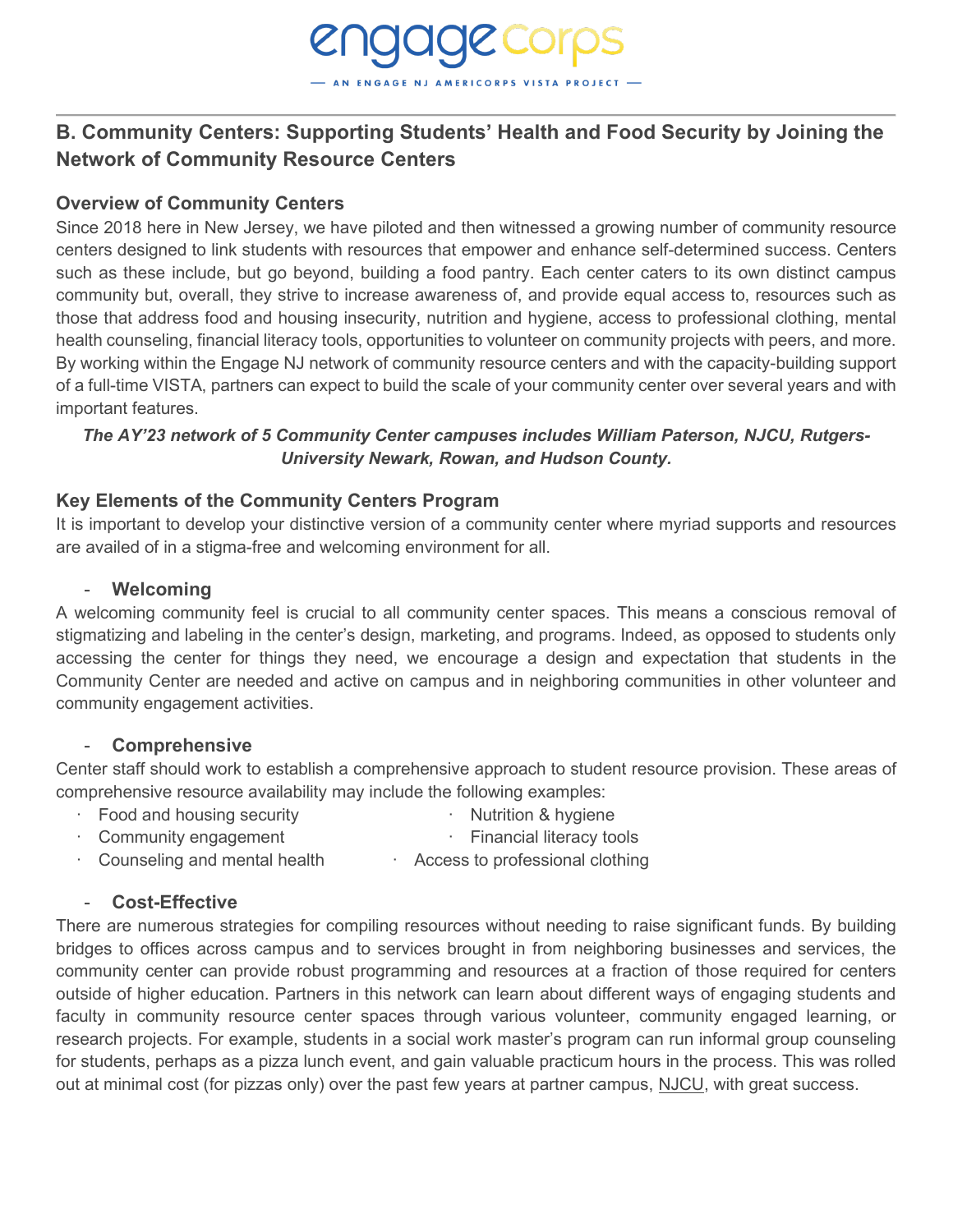## B. Community Centers: Supporting Students' Health and Food Security by Joining the Network of Community Resource Centers

### Overview of Community Centers

Since 2018 here in New Jersey, we have piloted and then witnessed a growing number of community resource centers designed to link students with resources that empower and enhance self-determined success. Centers such as these include, but go beyond, building a food pantry. Each center caters to its own distinct campus community but, overall, they strive to increase awareness of, and provide equal access to, resources such as those that address food and housing insecurity, nutrition and hygiene, access to professional clothing, mental health counseling, financial literacy tools, opportunities to volunteer on community projects with peers, and more. By working within the Engage NJ network of community resource centers and with the capacity-building support of a full-time VISTA, partners can expect to build the scale of your community center over several years and with important features.

***The AY'23 network of 5 Community Center campuses includes William Paterson, NJCU, Rutgers-University Newark, Rowan, and Hudson County.***

### Key Elements of the Community Centers Program

It is important to develop your distinctive version of a community center where myriad supports and resources are availed of in a stigma-free and welcoming environment for all.

- **Welcoming**

A welcoming community feel is crucial to all community center spaces. This means a conscious removal of stigmatizing and labeling in the center's design, marketing, and programs. Indeed, as opposed to students only accessing the center for things they need, we encourage a design and expectation that students in the Community Center are needed and active on campus and in neighboring communities in other volunteer and community engagement activities.

- **Comprehensive**

Center staff should work to establish a comprehensive approach to student resource provision. These areas of comprehensive resource availability may include the following examples:

- Food and housing security
- Nutrition & hygiene
- Community engagement
- Financial literacy tools
- Counseling and mental health
- Access to professional clothing

- **Cost-Effective**

There are numerous strategies for compiling resources without needing to raise significant funds. By building bridges to offices across campus and to services brought in from neighboring businesses and services, the community center can provide robust programming and resources at a fraction of those required for centers outside of higher education. Partners in this network can learn about different ways of engaging students and faculty in community resource center spaces through various volunteer, community engaged learning, or research projects. For example, students in a social work master's program can run informal group counseling for students, perhaps as a pizza lunch event, and gain valuable practicum hours in the process. This was rolled out at minimal cost (for pizzas only) over the past few years at partner campus, NJCU, with great success.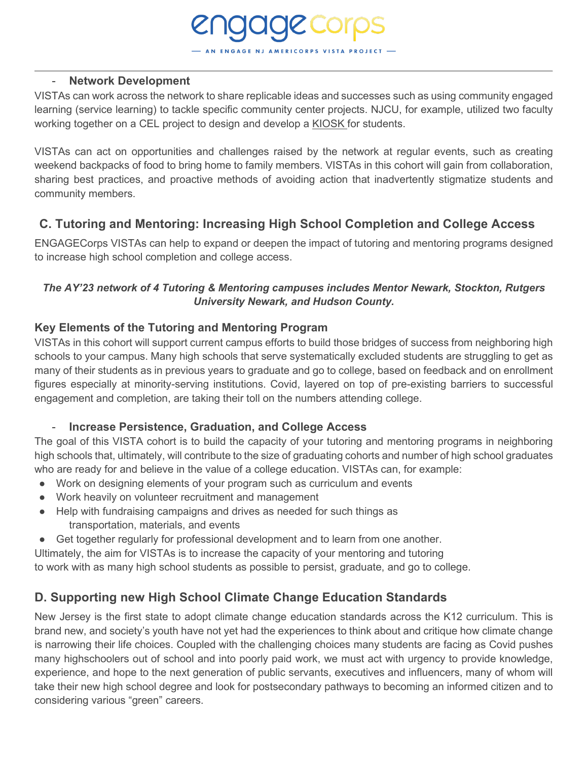- **Network Development**

VISTAs can work across the network to share replicable ideas and successes such as using community engaged learning (service learning) to tackle specific community center projects. NJCU, for example, utilized two faculty working together on a CEL project to design and develop a KIOSK for students.

VISTAs can act on opportunities and challenges raised by the network at regular events, such as creating weekend backpacks of food to bring home to family members. VISTAs in this cohort will gain from collaboration, sharing best practices, and proactive methods of avoiding action that inadvertently stigmatize students and community members.

## C. Tutoring and Mentoring: Increasing High School Completion and College Access

ENGAGECorps VISTAs can help to expand or deepen the impact of tutoring and mentoring programs designed to increase high school completion and college access.

***The AY'23 network of 4 Tutoring & Mentoring campuses includes Mentor Newark, Stockton, Rutgers University Newark, and Hudson County.***

### Key Elements of the Tutoring and Mentoring Program

VISTAs in this cohort will support current campus efforts to build those bridges of success from neighboring high schools to your campus. Many high schools that serve systematically excluded students are struggling to get as many of their students as in previous years to graduate and go to college, based on feedback and on enrollment figures especially at minority-serving institutions. Covid, layered on top of pre-existing barriers to successful engagement and completion, are taking their toll on the numbers attending college.

- **Increase Persistence, Graduation, and College Access**

The goal of this VISTA cohort is to build the capacity of your tutoring and mentoring programs in neighboring high schools that, ultimately, will contribute to the size of graduating cohorts and number of high school graduates who are ready for and believe in the value of a college education. VISTAs can, for example:

- Work on designing elements of your program such as curriculum and events
- Work heavily on volunteer recruitment and management
- Help with fundraising campaigns and drives as needed for such things as transportation, materials, and events
- Get together regularly for professional development and to learn from one another.

Ultimately, the aim for VISTAs is to increase the capacity of your mentoring and tutoring to work with as many high school students as possible to persist, graduate, and go to college.

## D. Supporting new High School Climate Change Education Standards

New Jersey is the first state to adopt climate change education standards across the K12 curriculum. This is brand new, and society's youth have not yet had the experiences to think about and critique how climate change is narrowing their life choices. Coupled with the challenging choices many students are facing as Covid pushes many highschoolers out of school and into poorly paid work, we must act with urgency to provide knowledge, experience, and hope to the next generation of public servants, executives and influencers, many of whom will take their new high school degree and look for postsecondary pathways to becoming an informed citizen and to considering various "green" careers.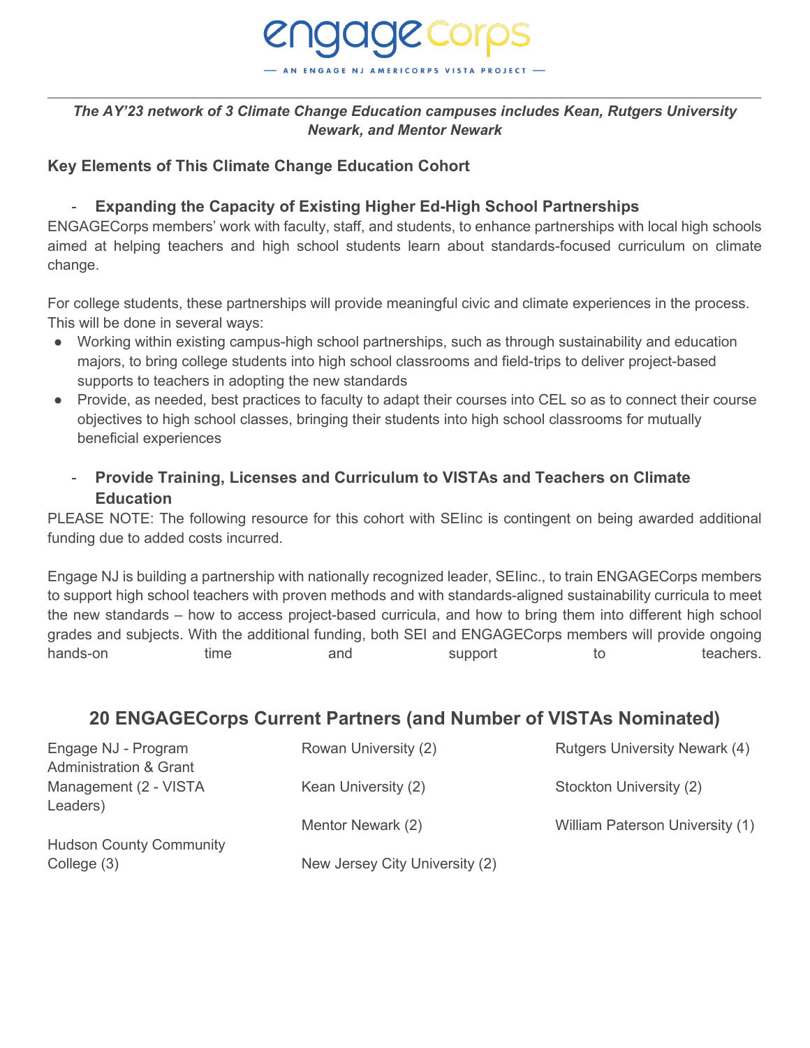engageCorps

— AN ENGAGE NJ AMERICORPS VISTA PROJECT —

***The AY'23 network of 3 Climate Change Education campuses includes Kean, Rutgers University Newark, and Mentor Newark***

### Key Elements of This Climate Change Education Cohort

- **Expanding the Capacity of Existing Higher Ed-High School Partnerships**

ENGAGECorps members' work with faculty, staff, and students, to enhance partnerships with local high schools aimed at helping teachers and high school students learn about standards-focused curriculum on climate change.

For college students, these partnerships will provide meaningful civic and climate experiences in the process. This will be done in several ways:

- Working within existing campus-high school partnerships, such as through sustainability and education majors, to bring college students into high school classrooms and field-trips to deliver project-based supports to teachers in adopting the new standards
- Provide, as needed, best practices to faculty to adapt their courses into CEL so as to connect their course objectives to high school classes, bringing their students into high school classrooms for mutually beneficial experiences

- **Provide Training, Licenses and Curriculum to VISTAs and Teachers on Climate Education**

PLEASE NOTE: The following resource for this cohort with SEIinc is contingent on being awarded additional funding due to added costs incurred.

Engage NJ is building a partnership with nationally recognized leader, SEIinc., to train ENGAGECorps members to support high school teachers with proven methods and with standards-aligned sustainability curricula to meet the new standards – how to access project-based curricula, and how to bring them into different high school grades and subjects. With the additional funding, both SEI and ENGAGECorps members will provide ongoing hands-on time and support to teachers.

## 20 ENGAGECorps Current Partners (and Number of VISTAs Nominated)

- Engage NJ - Program Administration & Grant Management (2 - VISTA Leaders)
- Hudson County Community College (3)
- Rowan University (2)
- Kean University (2)
- Mentor Newark (2)
- New Jersey City University (2)
- Rutgers University Newark (4)
- Stockton University (2)
- William Paterson University (1)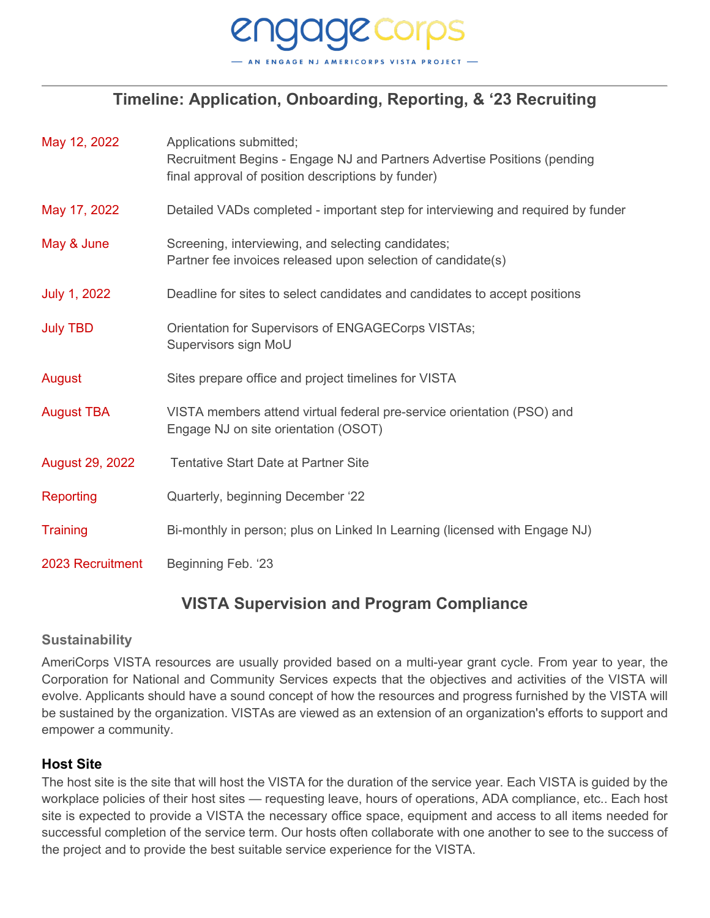engageCorps

— AN ENGAGE NJ AMERICORPS VISTA PROJECT —

## Timeline: Application, Onboarding, Reporting, & ‘23 Recruiting

| | |
|---|---|
| May 12, 2022 | Applications submitted; Recruitment Begins - Engage NJ and Partners Advertise Positions (pending final approval of position descriptions by funder) |
| May 17, 2022 | Detailed VADs completed - important step for interviewing and required by funder |
| May & June | Screening, interviewing, and selecting candidates; Partner fee invoices released upon selection of candidate(s) |
| July 1, 2022 | Deadline for sites to select candidates and candidates to accept positions |
| July TBD | Orientation for Supervisors of ENGAGECorps VISTAs; Supervisors sign MoU |
| August | Sites prepare office and project timelines for VISTA |
| August TBA | VISTA members attend virtual federal pre-service orientation (PSO) and Engage NJ on site orientation (OSOT) |
| August 29, 2022 | Tentative Start Date at Partner Site |
| Reporting | Quarterly, beginning December ‘22 |
| Training | Bi-monthly in person; plus on Linked In Learning (licensed with Engage NJ) |
| 2023 Recruitment | Beginning Feb. ‘23 |

## VISTA Supervision and Program Compliance

### Sustainability

AmeriCorps VISTA resources are usually provided based on a multi-year grant cycle. From year to year, the Corporation for National and Community Services expects that the objectives and activities of the VISTA will evolve. Applicants should have a sound concept of how the resources and progress furnished by the VISTA will be sustained by the organization. VISTAs are viewed as an extension of an organization's efforts to support and empower a community.

### Host Site

The host site is the site that will host the VISTA for the duration of the service year. Each VISTA is guided by the workplace policies of their host sites — requesting leave, hours of operations, ADA compliance, etc.. Each host site is expected to provide a VISTA the necessary office space, equipment and access to all items needed for successful completion of the service term. Our hosts often collaborate with one another to see to the success of the project and to provide the best suitable service experience for the VISTA.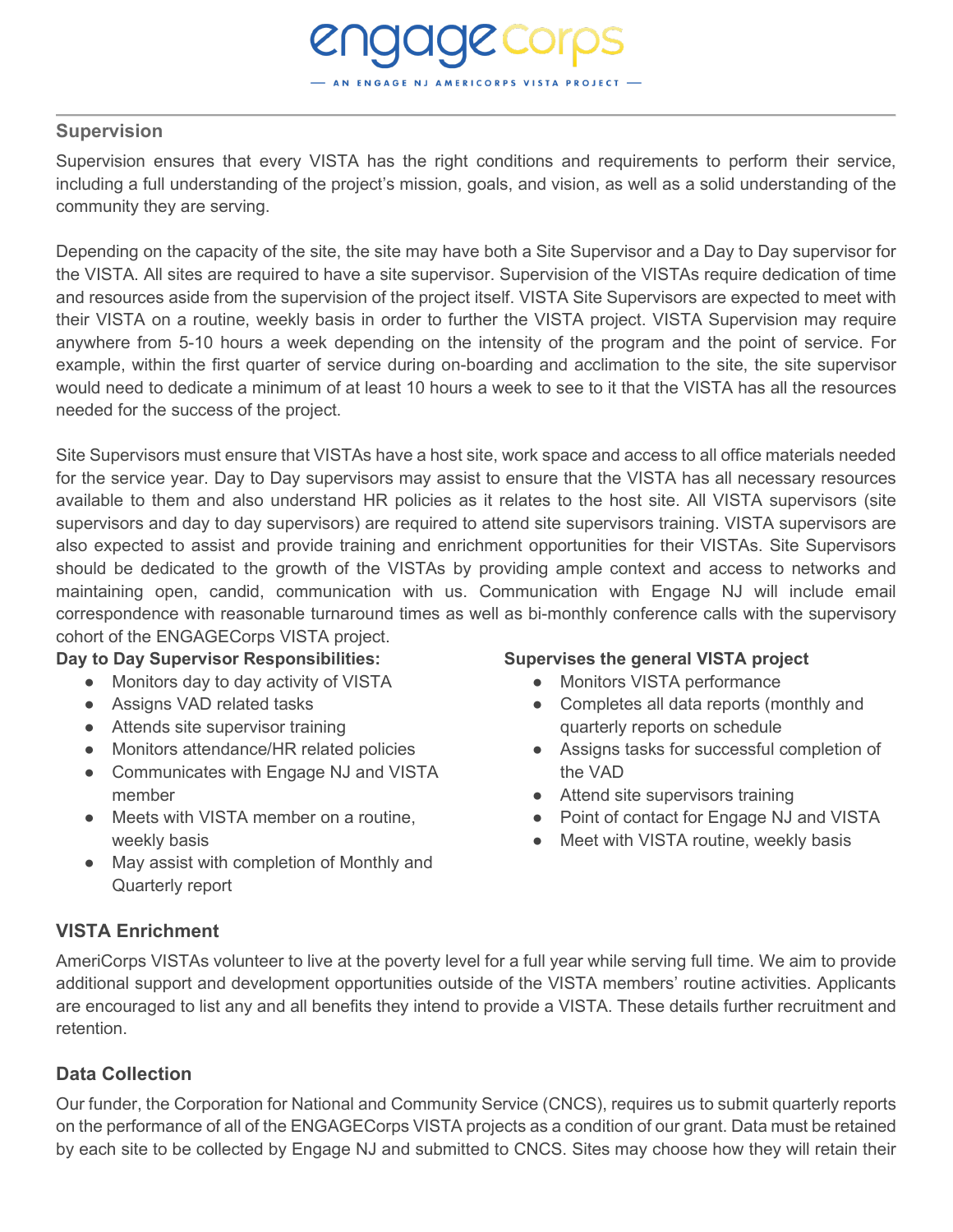## Supervision

Supervision ensures that every VISTA has the right conditions and requirements to perform their service, including a full understanding of the project's mission, goals, and vision, as well as a solid understanding of the community they are serving.

Depending on the capacity of the site, the site may have both a Site Supervisor and a Day to Day supervisor for the VISTA. All sites are required to have a site supervisor. Supervision of the VISTAs require dedication of time and resources aside from the supervision of the project itself. VISTA Site Supervisors are expected to meet with their VISTA on a routine, weekly basis in order to further the VISTA project. VISTA Supervision may require anywhere from 5-10 hours a week depending on the intensity of the program and the point of service. For example, within the first quarter of service during on-boarding and acclimation to the site, the site supervisor would need to dedicate a minimum of at least 10 hours a week to see to it that the VISTA has all the resources needed for the success of the project.

Site Supervisors must ensure that VISTAs have a host site, work space and access to all office materials needed for the service year. Day to Day supervisors may assist to ensure that the VISTA has all necessary resources available to them and also understand HR policies as it relates to the host site. All VISTA supervisors (site supervisors and day to day supervisors) are required to attend site supervisors training. VISTA supervisors are also expected to assist and provide training and enrichment opportunities for their VISTAs. Site Supervisors should be dedicated to the growth of the VISTAs by providing ample context and access to networks and maintaining open, candid, communication with us. Communication with Engage NJ will include email correspondence with reasonable turnaround times as well as bi-monthly conference calls with the supervisory cohort of the ENGAGECorps VISTA project.

**Day to Day Supervisor Responsibilities:**

- Monitors day to day activity of VISTA
- Assigns VAD related tasks
- Attends site supervisor training
- Monitors attendance/HR related policies
- Communicates with Engage NJ and VISTA member
- Meets with VISTA member on a routine, weekly basis
- May assist with completion of Monthly and Quarterly report

**Supervises the general VISTA project**

- Monitors VISTA performance
- Completes all data reports (monthly and quarterly reports on schedule
- Assigns tasks for successful completion of the VAD
- Attend site supervisors training
- Point of contact for Engage NJ and VISTA
- Meet with VISTA routine, weekly basis

## VISTA Enrichment

AmeriCorps VISTAs volunteer to live at the poverty level for a full year while serving full time. We aim to provide additional support and development opportunities outside of the VISTA members' routine activities. Applicants are encouraged to list any and all benefits they intend to provide a VISTA. These details further recruitment and retention.

## Data Collection

Our funder, the Corporation for National and Community Service (CNCS), requires us to submit quarterly reports on the performance of all of the ENGAGECorps VISTA projects as a condition of our grant. Data must be retained by each site to be collected by Engage NJ and submitted to CNCS. Sites may choose how they will retain their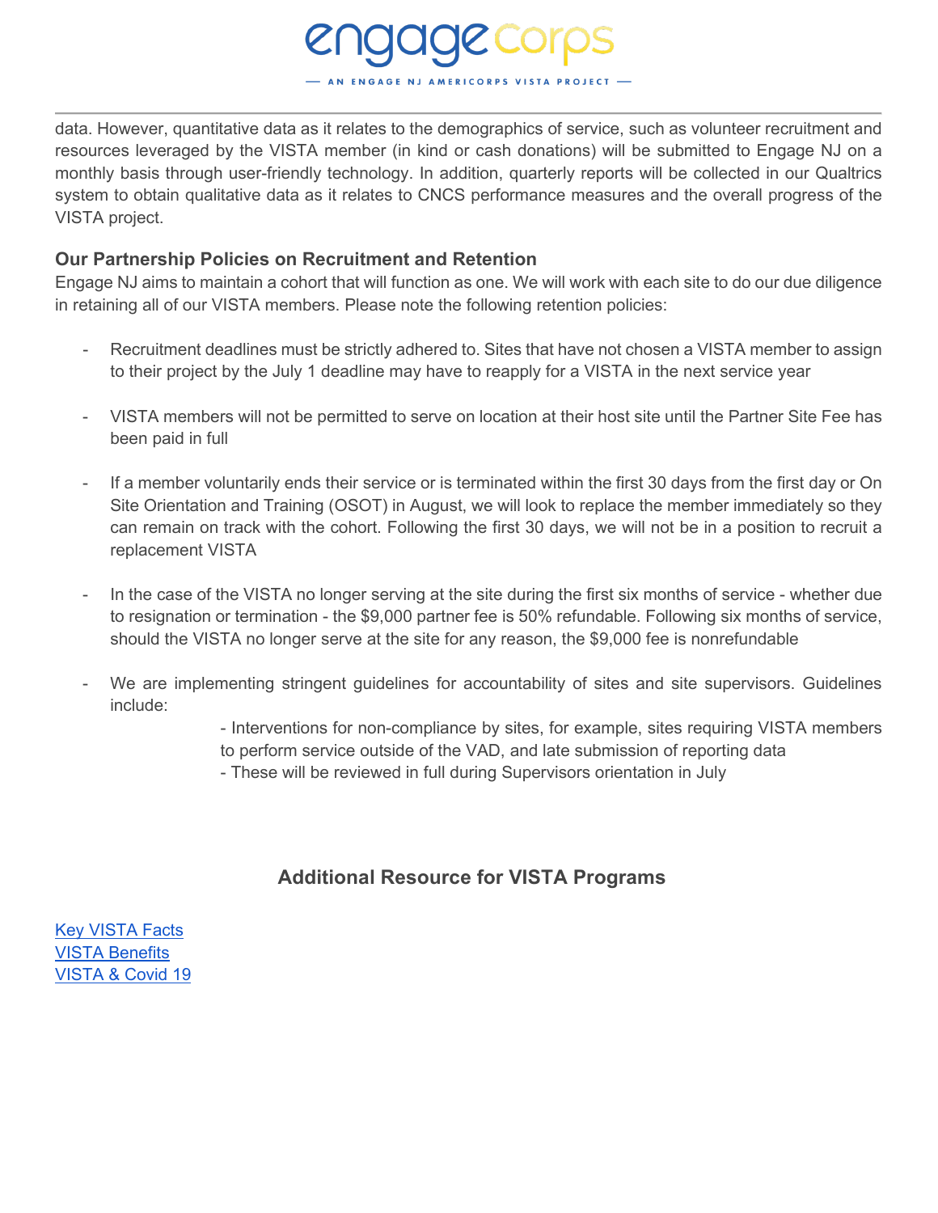data. However, quantitative data as it relates to the demographics of service, such as volunteer recruitment and resources leveraged by the VISTA member (in kind or cash donations) will be submitted to Engage NJ on a monthly basis through user-friendly technology. In addition, quarterly reports will be collected in our Qualtrics system to obtain qualitative data as it relates to CNCS performance measures and the overall progress of the VISTA project.

### Our Partnership Policies on Recruitment and Retention

Engage NJ aims to maintain a cohort that will function as one. We will work with each site to do our due diligence in retaining all of our VISTA members. Please note the following retention policies:

- Recruitment deadlines must be strictly adhered to. Sites that have not chosen a VISTA member to assign to their project by the July 1 deadline may have to reapply for a VISTA in the next service year

- VISTA members will not be permitted to serve on location at their host site until the Partner Site Fee has been paid in full

- If a member voluntarily ends their service or is terminated within the first 30 days from the first day or On Site Orientation and Training (OSOT) in August, we will look to replace the member immediately so they can remain on track with the cohort. Following the first 30 days, we will not be in a position to recruit a replacement VISTA

- In the case of the VISTA no longer serving at the site during the first six months of service - whether due to resignation or termination - the $9,000 partner fee is 50% refundable. Following six months of service, should the VISTA no longer serve at the site for any reason, the $9,000 fee is nonrefundable

- We are implementing stringent guidelines for accountability of sites and site supervisors. Guidelines include:
    - Interventions for non-compliance by sites, for example, sites requiring VISTA members to perform service outside of the VAD, and late submission of reporting data
    - These will be reviewed in full during Supervisors orientation in July

## Additional Resource for VISTA Programs

Key VISTA Facts
VISTA Benefits
VISTA & Covid 19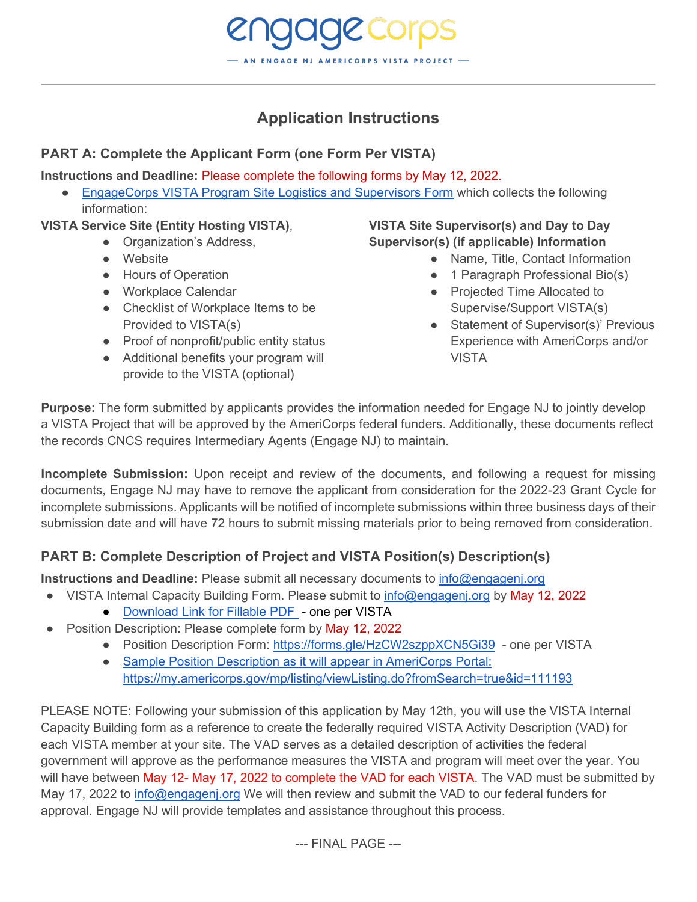# engageCorps

— AN ENGAGE NJ AMERICORPS VISTA PROJECT —

## Application Instructions

### PART A: Complete the Applicant Form (one Form Per VISTA)

**Instructions and Deadline:** Please complete the following forms by May 12, 2022.

- EngageCorps VISTA Program Site Logistics and Supervisors Form which collects the following information:

**VISTA Service Site (Entity Hosting VISTA)**,

- Organization's Address,
- Website
- Hours of Operation
- Workplace Calendar
- Checklist of Workplace Items to be Provided to VISTA(s)
- Proof of nonprofit/public entity status
- Additional benefits your program will provide to the VISTA (optional)

**VISTA Site Supervisor(s) and Day to Day Supervisor(s) (if applicable) Information**

- Name, Title, Contact Information
- 1 Paragraph Professional Bio(s)
- Projected Time Allocated to Supervise/Support VISTA(s)
- Statement of Supervisor(s)' Previous Experience with AmeriCorps and/or VISTA

**Purpose:** The form submitted by applicants provides the information needed for Engage NJ to jointly develop a VISTA Project that will be approved by the AmeriCorps federal funders. Additionally, these documents reflect the records CNCS requires Intermediary Agents (Engage NJ) to maintain.

**Incomplete Submission:** Upon receipt and review of the documents, and following a request for missing documents, Engage NJ may have to remove the applicant from consideration for the 2022-23 Grant Cycle for incomplete submissions. Applicants will be notified of incomplete submissions within three business days of their submission date and will have 72 hours to submit missing materials prior to being removed from consideration.

### PART B: Complete Description of Project and VISTA Position(s) Description(s)

**Instructions and Deadline:** Please submit all necessary documents to info@engagenj.org

- VISTA Internal Capacity Building Form. Please submit to info@engagenj.org by May 12, 2022
  - Download Link for Fillable PDF - one per VISTA
- Position Description: Please complete form by May 12, 2022
  - Position Description Form: https://forms.gle/HzCW2szppXCN5Gi39 - one per VISTA
  - Sample Position Description as it will appear in AmeriCorps Portal: https://my.americorps.gov/mp/listing/viewListing.do?fromSearch=true&id=111193

PLEASE NOTE: Following your submission of this application by May 12th, you will use the VISTA Internal Capacity Building form as a reference to create the federally required VISTA Activity Description (VAD) for each VISTA member at your site. The VAD serves as a detailed description of activities the federal government will approve as the performance measures the VISTA and program will meet over the year. You will have between May 12- May 17, 2022 to complete the VAD for each VISTA. The VAD must be submitted by May 17, 2022 to info@engagenj.org We will then review and submit the VAD to our federal funders for approval. Engage NJ will provide templates and assistance throughout this process.

--- FINAL PAGE ---